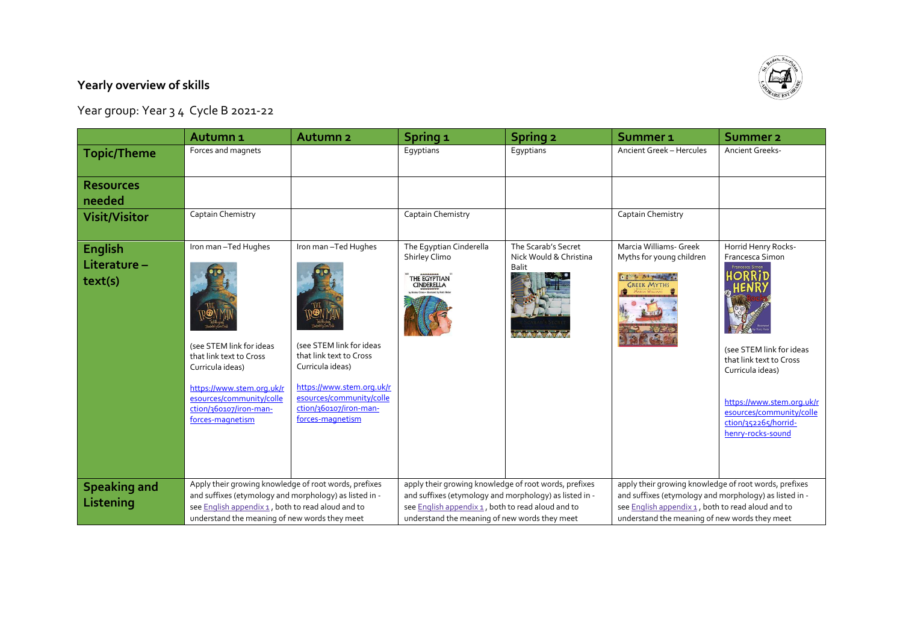# Yearly overview of skills

Year group: Year 3 4 Cycle B 2021-22

| | Autumn 1 | Autumn 2 | Spring 1 | Spring 2 | Summer 1 | Summer 2 |
|---|---|---|---|---|---|---|
| **Topic/Theme** | Forces and magnets | | Egyptians | Egyptians | Ancient Greek – Hercules | Ancient Greeks- |
| **Resources needed** | | | | | | |
| **Visit/Visitor** | Captain Chemistry | | Captain Chemistry | | Captain Chemistry | |
| **English Literature – text(s)** | Iron man –Ted Hughes<br><br>(see STEM link for ideas that link text to Cross Curricula ideas)<br><br>https://www.stem.org.uk/resources/community/collection/360107/iron-man-forces-magnetism | Iron man –Ted Hughes<br><br>(see STEM link for ideas that link text to Cross Curricula ideas)<br><br>https://www.stem.org.uk/resources/community/collection/360107/iron-man-forces-magnetism | The Egyptian Cinderella Shirley Climo | The Scarab's Secret Nick Would & Christina Balit | Marcia Williams- Greek Myths for young children | Horrid Henry Rocks- Francesca Simon<br><br>(see STEM link for ideas that link text to Cross Curricula ideas)<br><br>https://www.stem.org.uk/resources/community/collection/352265/horrid-henry-rocks-sound |
| **Speaking and Listening** | Apply their growing knowledge of root words, prefixes and suffixes (etymology and morphology) as listed in - see English appendix 1, both to read aloud and to understand the meaning of new words they meet | | apply their growing knowledge of root words, prefixes and suffixes (etymology and morphology) as listed in - see English appendix 1, both to read aloud and to understand the meaning of new words they meet | | apply their growing knowledge of root words, prefixes and suffixes (etymology and morphology) as listed in - see English appendix 1, both to read aloud and to understand the meaning of new words they meet | |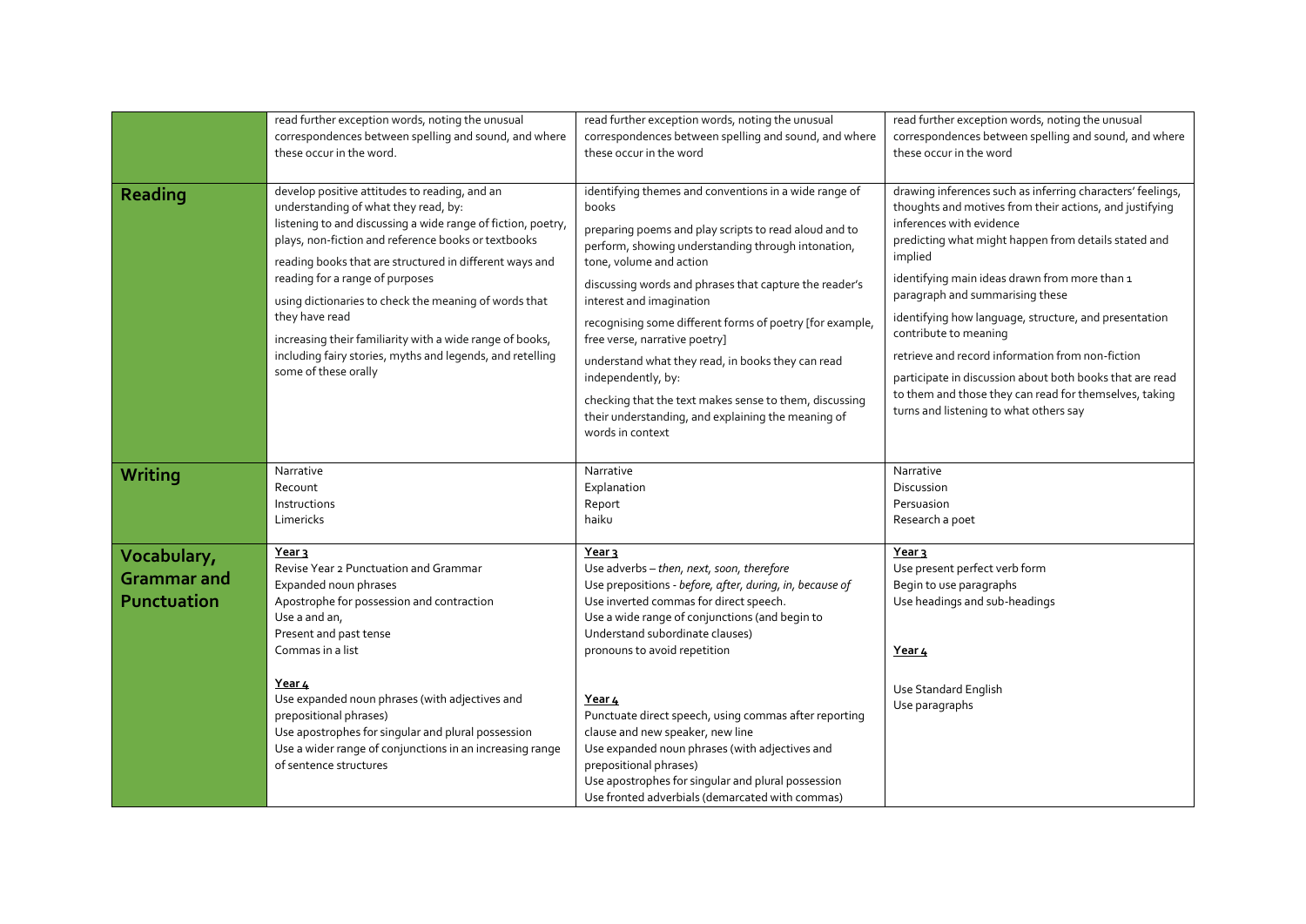|  |  |  |  |
|---|---|---|---|
|  | read further exception words, noting the unusual correspondences between spelling and sound, and where these occur in the word. | read further exception words, noting the unusual correspondences between spelling and sound, and where these occur in the word | read further exception words, noting the unusual correspondences between spelling and sound, and where these occur in the word |
| **Reading** | develop positive attitudes to reading, and an understanding of what they read, by:<br>listening to and discussing a wide range of fiction, poetry, plays, non-fiction and reference books or textbooks<br>reading books that are structured in different ways and reading for a range of purposes<br>using dictionaries to check the meaning of words that they have read<br>increasing their familiarity with a wide range of books, including fairy stories, myths and legends, and retelling some of these orally | identifying themes and conventions in a wide range of books<br>preparing poems and play scripts to read aloud and to perform, showing understanding through intonation, tone, volume and action<br>discussing words and phrases that capture the reader's interest and imagination<br>recognising some different forms of poetry [for example, free verse, narrative poetry]<br>understand what they read, in books they can read independently, by:<br>checking that the text makes sense to them, discussing their understanding, and explaining the meaning of words in context | drawing inferences such as inferring characters' feelings, thoughts and motives from their actions, and justifying inferences with evidence<br>predicting what might happen from details stated and implied<br>identifying main ideas drawn from more than 1 paragraph and summarising these<br>identifying how language, structure, and presentation contribute to meaning<br>retrieve and record information from non-fiction<br>participate in discussion about both books that are read to them and those they can read for themselves, taking turns and listening to what others say |
| **Writing** | Narrative<br>Recount<br>Instructions<br>Limericks | Narrative<br>Explanation<br>Report<br>haiku | Narrative<br>Discussion<br>Persuasion<br>Research a poet |
| **Vocabulary, Grammar and Punctuation** | <u>Year 3</u><br>Revise Year 2 Punctuation and Grammar<br>Expanded noun phrases<br>Apostrophe for possession and contraction<br>Use a and an,<br>Present and past tense<br>Commas in a list<br><br><u>Year 4</u><br>Use expanded noun phrases (with adjectives and prepositional phrases)<br>Use apostrophes for singular and plural possession<br>Use a wider range of conjunctions in an increasing range of sentence structures | <u>Year 3</u><br>Use adverbs – *then, next, soon, therefore*<br>Use prepositions - *before, after, during, in, because of*<br>Use inverted commas for direct speech.<br>Use a wide range of conjunctions (and begin to Understand subordinate clauses)<br>pronouns to avoid repetition<br><br><u>Year 4</u><br>Punctuate direct speech, using commas after reporting clause and new speaker, new line<br>Use expanded noun phrases (with adjectives and prepositional phrases)<br>Use apostrophes for singular and plural possession<br>Use fronted adverbials (demarcated with commas) | <u>Year 3</u><br>Use present perfect verb form<br>Begin to use paragraphs<br>Use headings and sub-headings<br><br><u>Year 4</u><br><br>Use Standard English<br>Use paragraphs |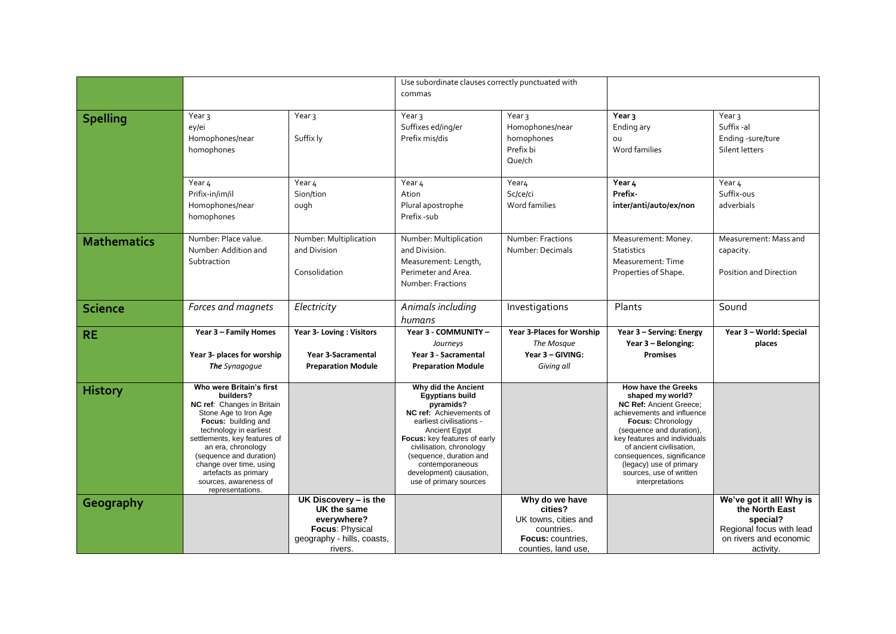| | | | | | | |
|---|---|---|---|---|---|---|
| | | | Use subordinate clauses correctly punctuated with commas | | | |
| **Spelling** | Year 3<br>ey/ei<br>Homophones/near homophones | Year 3<br>Suffix ly | Year 3<br>Suffixes ed/ing/er<br>Prefix mis/dis | Year 3<br>Homophones/near homophones<br>Prefix bi<br>Que/ch | **Year 3**<br>Ending ary<br>ou<br>Word families | Year 3<br>Suffix -al<br>Ending -sure/ture<br>Silent letters |
| | Year 4<br>Prifix-in/im/il<br>Homophones/near homophones | Year 4<br>Sion/tion<br>ough | Year 4<br>Ation<br>Plural apostrophe<br>Prefix -sub | Year4<br>Sc/ce/ci<br>Word families | **Year 4**<br>**Prefix-inter/anti/auto/ex/non** | Year 4<br>Suffix-ous<br>adverbials |
| **Mathematics** | Number: Place value.<br>Number: Addition and Subtraction | Number: Multiplication and Division<br><br>Consolidation | Number: Multiplication and Division.<br>Measurement: Length, Perimeter and Area.<br>Number: Fractions | Number: Fractions<br>Number: Decimals | Measurement: Money.<br>Statistics<br>Measurement: Time<br>Properties of Shape. | Measurement: Mass and capacity.<br><br>Position and Direction |
| **Science** | *Forces and magnets* | *Electricity* | *Animals including humans* | Investigations | Plants | Sound |
| **RE** | **Year 3 – Family Homes**<br><br>**Year 3- places for worship**<br>***The** Synagogue* | **Year 3- Loving : Visitors**<br><br>**Year 3-Sacramental Preparation Module** | **Year 3 - COMMUNITY –**<br>*Journeys*<br>**Year 3 - Sacramental Preparation Module** | **Year 3-Places for Worship**<br>*The Mosque*<br>**Year 3 – GIVING:**<br>*Giving all* | **Year 3 – Serving: Energy**<br>**Year 3 – Belonging: Promises** | **Year 3 – World: Special places** |
| **History** | **Who were Britain's first builders?**<br>**NC ref**: Changes in Britain Stone Age to Iron Age<br>**Focus:** building and technology in earliest settlements, key features of an era, chronology (sequence and duration) change over time, using artefacts as primary sources, awareness of representations. | | **Why did the Ancient Egyptians build pyramids?**<br>**NC ref:** Achievements of earliest civilisations - Ancient Egypt<br>**Focus:** key features of early civilisation, chronology (sequence, duration and contemporaneous development) causation, use of primary sources | | **How have the Greeks shaped my world?**<br>**NC Ref:** Ancient Greece; achievements and influence<br>**Focus:** Chronology (sequence and duration), key features and individuals of ancient civilisation, consequences, significance (legacy) use of primary sources, use of written interpretations | |
| **Geography** | | **UK Discovery – is the UK the same everywhere?**<br>**Focus**: Physical geography - hills, coasts, rivers. | | **Why do we have cities?**<br>UK towns, cities and countries.<br>**Focus:** countries, counties, land use, | | **We've got it all! Why is the North East special?**<br>Regional focus with lead on rivers and economic activity. |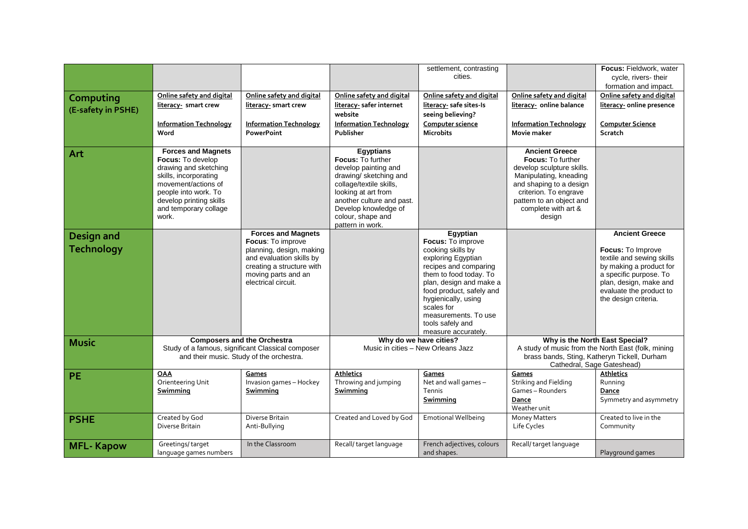| | | | | | | |
|---|---|---|---|---|---|---|
| | | | | settlement, contrasting cities. | | **Focus:** Fieldwork, water cycle, rivers- their formation and impact. |
| **Computing (E-safety in PSHE)** | **Online safety and digital literacy-** smart crew<br><br>**Information Technology Word** | **Online safety and digital literacy-** smart crew<br><br>**Information Technology PowerPoint** | **Online safety and digital literacy-** safer internet website<br><br>**Information Technology Publisher** | **Online safety and digital literacy-** safe sites-Is seeing believing?<br><br>**Computer science Microbits** | **Online safety and digital literacy-** online balance<br><br>**Information Technology Movie maker** | **Online safety and digital literacy-** online presence<br><br>**Computer Science Scratch** |
| **Art** | **Forces and Magnets**<br>**Focus:** To develop drawing and sketching skills, incorporating movement/actions of people into work. To develop printing skills and temporary collage work. | | **Egyptians**<br>**Focus:** To further develop painting and drawing/ sketching and collage/textile skills, looking at art from another culture and past. Develop knowledge of colour, shape and pattern in work. | | **Ancient Greece**<br>**Focus:** To further develop sculpture skills. Manipulating, kneading and shaping to a design criterion. To engrave pattern to an object and complete with art & design | |
| **Design and Technology** | | **Forces and Magnets**<br>**Focus**: To improve planning, design, making and evaluation skills by creating a structure with moving parts and an electrical circuit. | | **Egyptian**<br>**Focus:** To improve cooking skills by exploring Egyptian recipes and comparing them to food today. To plan, design and make a food product, safely and hygienically, using scales for measurements. To use tools safely and measure accurately. | | **Ancient Greece**<br><br>**Focus:** To Improve textile and sewing skills by making a product for a specific purpose. To plan, design, make and evaluate the product to the design criteria. |
| **Music** | **Composers and the Orchestra**<br>Study of a famous, significant Classical composer and their music. Study of the orchestra. | | **Why do we have cities?**<br>Music in cities – New Orleans Jazz | | **Why is the North East Special?**<br>A study of music from the North East (folk, mining brass bands, Sting, Katheryn Tickell, Durham Cathedral, Sage Gateshead) | |
| **PE** | **OAA**<br>Orienteering Unit<br>**Swimming** | **Games**<br>Invasion games – Hockey<br>**Swimming** | **Athletics**<br>Throwing and jumping<br>**Swimming** | **Games**<br>Net and wall games – Tennis<br>**Swimming** | **Games**<br>Striking and Fielding Games – Rounders<br>**Dance**<br>Weather unit | **Athletics**<br>Running<br>**Dance**<br>Symmetry and asymmetry |
| **PSHE** | Created by God<br>Diverse Britain | Diverse Britain<br>Anti-Bullying | Created and Loved by God | Emotional Wellbeing | Money Matters<br>Life Cycles | Created to live in the Community |
| **MFL- Kapow** | Greetings/ target language games numbers | In the Classroom | Recall/ target language | French adjectives, colours and shapes. | Recall/ target language | Playground games |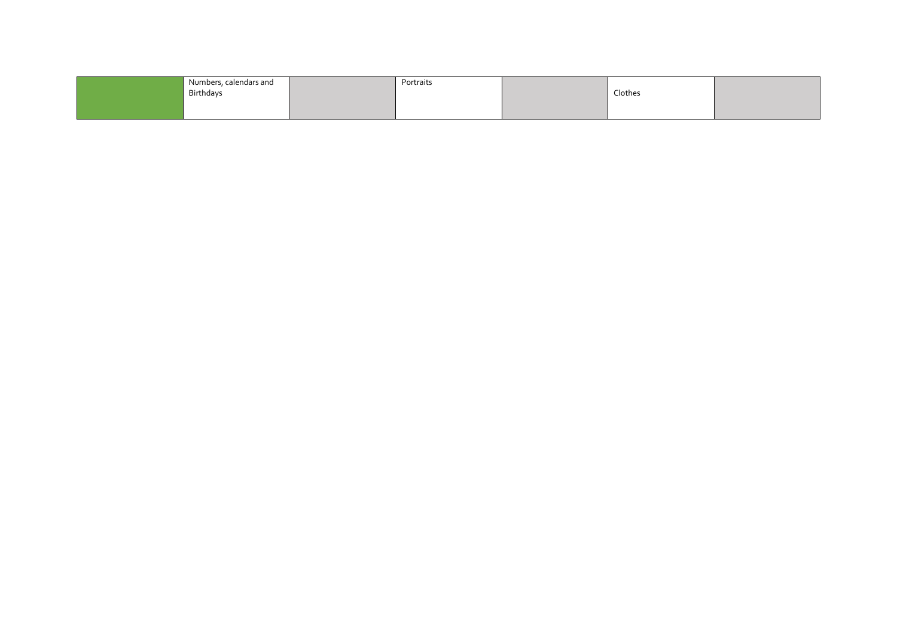| | | | | | | |
|---|---|---|---|---|---|---|
| | Numbers, calendars and Birthdays | | Portraits | | Clothes | |